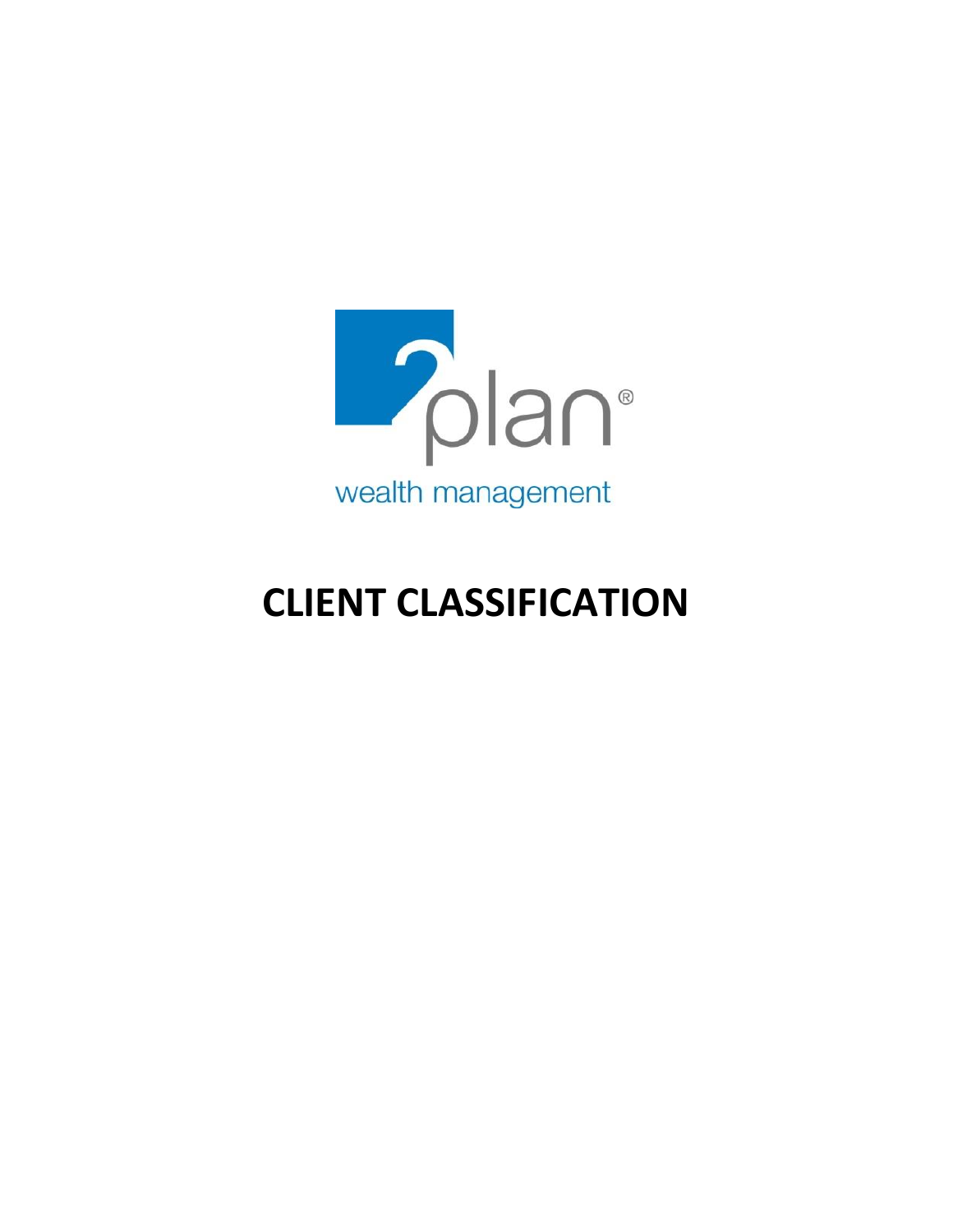2plan®

wealth management

# CLIENT CLASSIFICATION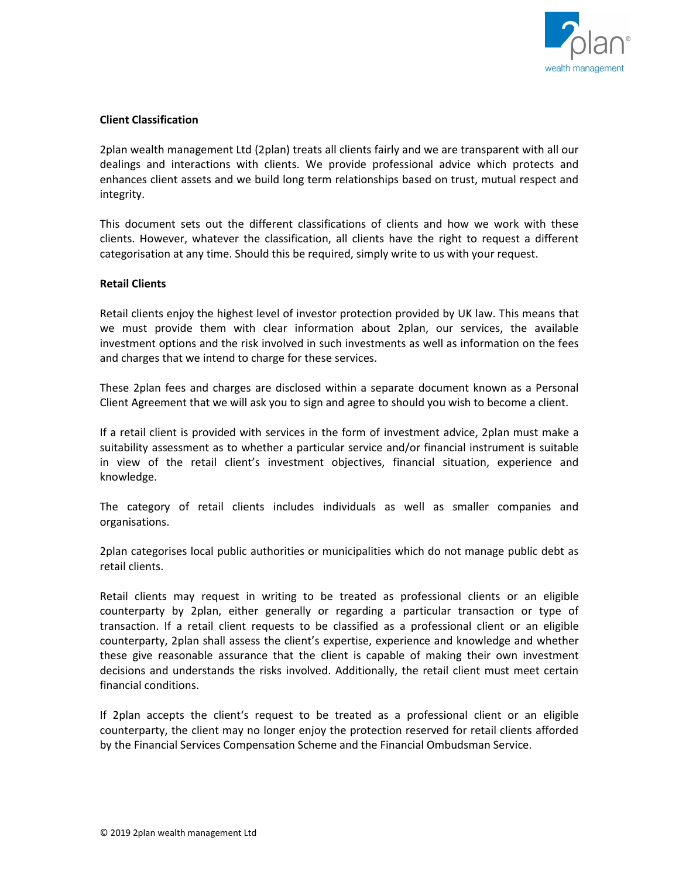## Client Classification

2plan wealth management Ltd (2plan) treats all clients fairly and we are transparent with all our dealings and interactions with clients. We provide professional advice which protects and enhances client assets and we build long term relationships based on trust, mutual respect and integrity.

This document sets out the different classifications of clients and how we work with these clients. However, whatever the classification, all clients have the right to request a different categorisation at any time. Should this be required, simply write to us with your request.

## Retail Clients

Retail clients enjoy the highest level of investor protection provided by UK law. This means that we must provide them with clear information about 2plan, our services, the available investment options and the risk involved in such investments as well as information on the fees and charges that we intend to charge for these services.

These 2plan fees and charges are disclosed within a separate document known as a Personal Client Agreement that we will ask you to sign and agree to should you wish to become a client.

If a retail client is provided with services in the form of investment advice, 2plan must make a suitability assessment as to whether a particular service and/or financial instrument is suitable in view of the retail client's investment objectives, financial situation, experience and knowledge.

The category of retail clients includes individuals as well as smaller companies and organisations.

2plan categorises local public authorities or municipalities which do not manage public debt as retail clients.

Retail clients may request in writing to be treated as professional clients or an eligible counterparty by 2plan, either generally or regarding a particular transaction or type of transaction. If a retail client requests to be classified as a professional client or an eligible counterparty, 2plan shall assess the client's expertise, experience and knowledge and whether these give reasonable assurance that the client is capable of making their own investment decisions and understands the risks involved. Additionally, the retail client must meet certain financial conditions.

If 2plan accepts the client's request to be treated as a professional client or an eligible counterparty, the client may no longer enjoy the protection reserved for retail clients afforded by the Financial Services Compensation Scheme and the Financial Ombudsman Service.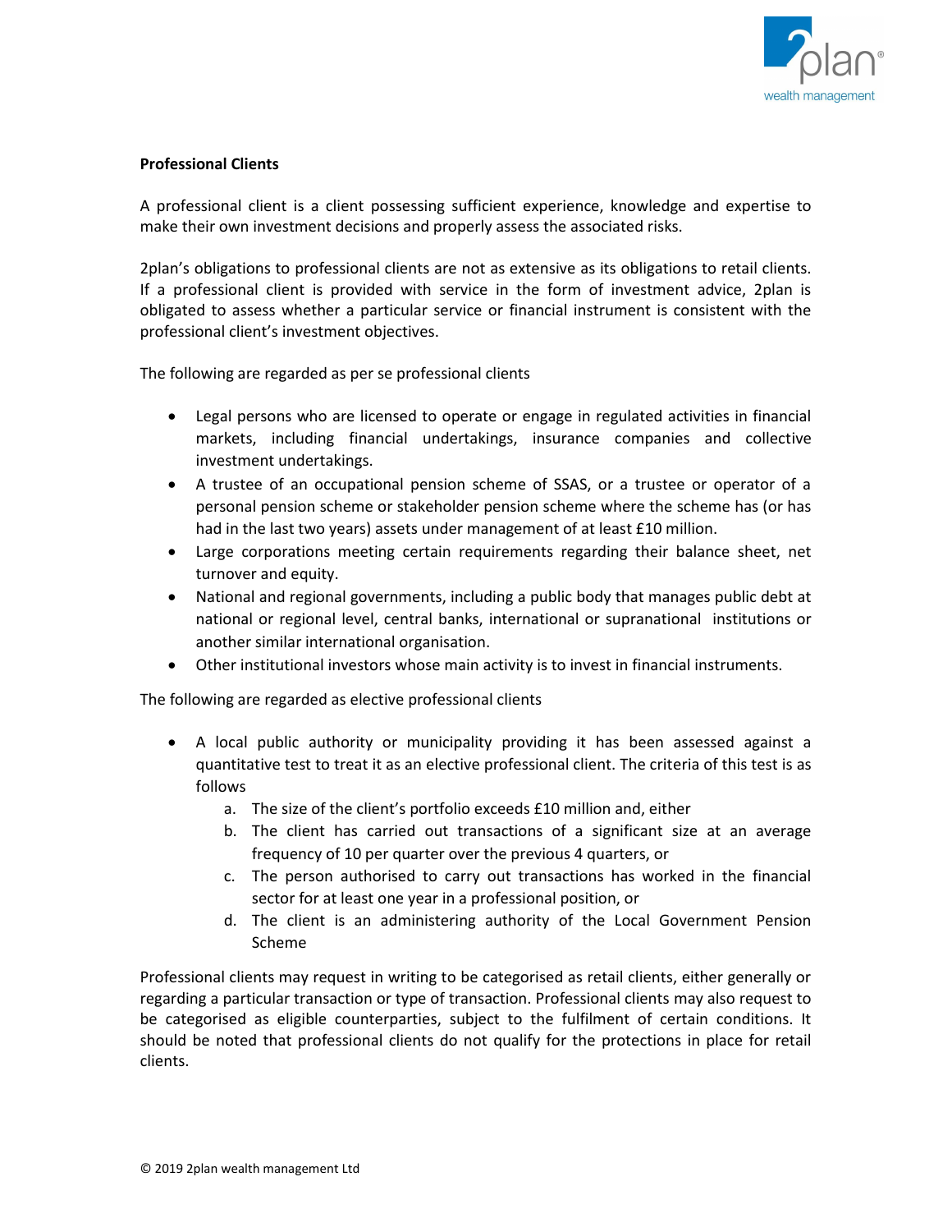**Professional Clients**

A professional client is a client possessing sufficient experience, knowledge and expertise to make their own investment decisions and properly assess the associated risks.

2plan's obligations to professional clients are not as extensive as its obligations to retail clients. If a professional client is provided with service in the form of investment advice, 2plan is obligated to assess whether a particular service or financial instrument is consistent with the professional client's investment objectives.

The following are regarded as per se professional clients

- Legal persons who are licensed to operate or engage in regulated activities in financial markets, including financial undertakings, insurance companies and collective investment undertakings.
- A trustee of an occupational pension scheme of SSAS, or a trustee or operator of a personal pension scheme or stakeholder pension scheme where the scheme has (or has had in the last two years) assets under management of at least £10 million.
- Large corporations meeting certain requirements regarding their balance sheet, net turnover and equity.
- National and regional governments, including a public body that manages public debt at national or regional level, central banks, international or supranational institutions or another similar international organisation.
- Other institutional investors whose main activity is to invest in financial instruments.

The following are regarded as elective professional clients

- A local public authority or municipality providing it has been assessed against a quantitative test to treat it as an elective professional client. The criteria of this test is as follows
  a. The size of the client's portfolio exceeds £10 million and, either
  b. The client has carried out transactions of a significant size at an average frequency of 10 per quarter over the previous 4 quarters, or
  c. The person authorised to carry out transactions has worked in the financial sector for at least one year in a professional position, or
  d. The client is an administering authority of the Local Government Pension Scheme

Professional clients may request in writing to be categorised as retail clients, either generally or regarding a particular transaction or type of transaction. Professional clients may also request to be categorised as eligible counterparties, subject to the fulfilment of certain conditions. It should be noted that professional clients do not qualify for the protections in place for retail clients.

© 2019 2plan wealth management Ltd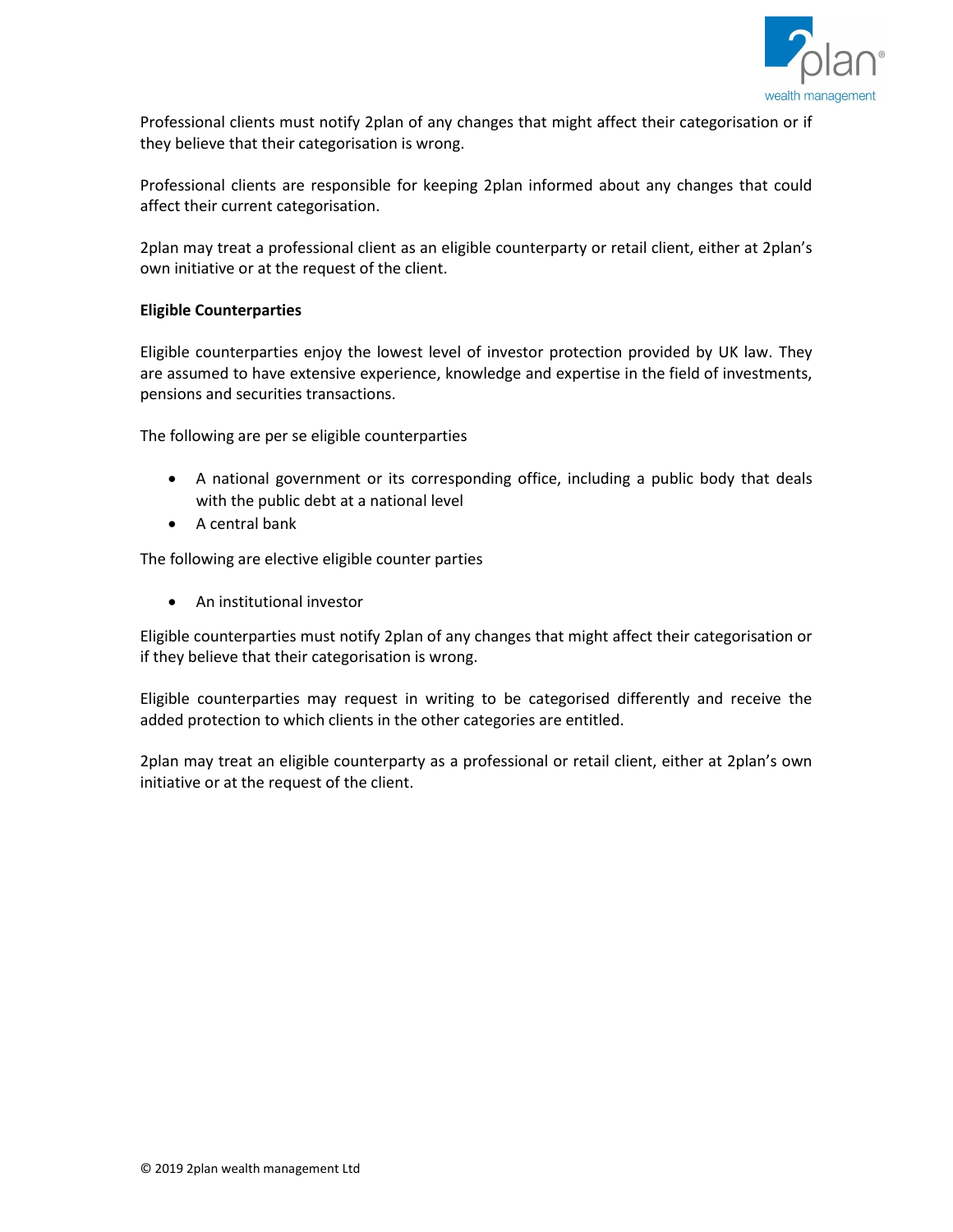Professional clients must notify 2plan of any changes that might affect their categorisation or if they believe that their categorisation is wrong.

Professional clients are responsible for keeping 2plan informed about any changes that could affect their current categorisation.

2plan may treat a professional client as an eligible counterparty or retail client, either at 2plan's own initiative or at the request of the client.

**Eligible Counterparties**

Eligible counterparties enjoy the lowest level of investor protection provided by UK law. They are assumed to have extensive experience, knowledge and expertise in the field of investments, pensions and securities transactions.

The following are per se eligible counterparties

- A national government or its corresponding office, including a public body that deals with the public debt at a national level
- A central bank

The following are elective eligible counter parties

- An institutional investor

Eligible counterparties must notify 2plan of any changes that might affect their categorisation or if they believe that their categorisation is wrong.

Eligible counterparties may request in writing to be categorised differently and receive the added protection to which clients in the other categories are entitled.

2plan may treat an eligible counterparty as a professional or retail client, either at 2plan's own initiative or at the request of the client.